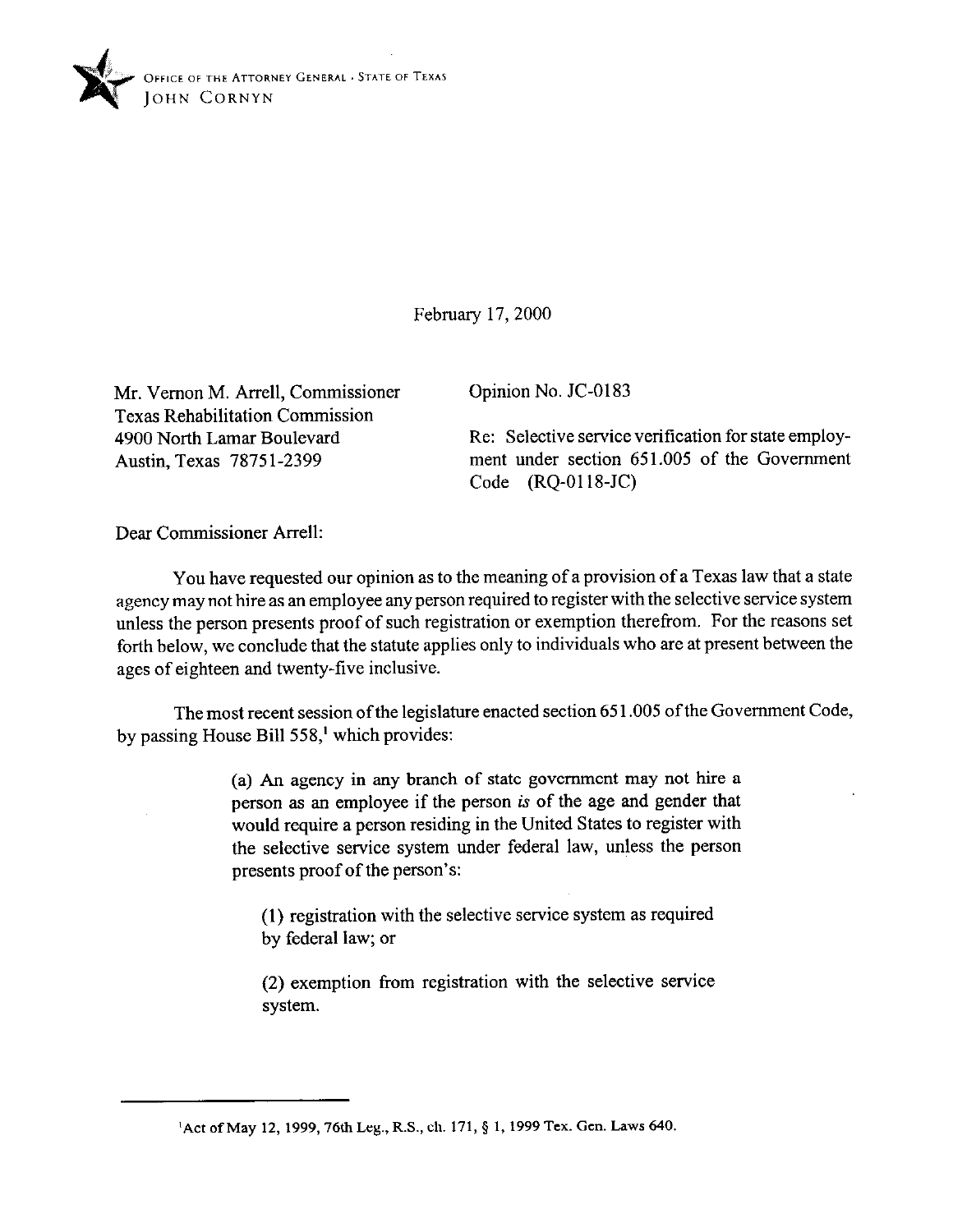OFFICE OF THE ATTORNEY GENERAL · STATE OF TEXAS
JOHN CORNYN

February 17, 2000

Mr. Vernon M. Arrell, Commissioner
Texas Rehabilitation Commission
4900 North Lamar Boulevard
Austin, Texas 78751-2399

Opinion No. JC-0183

Re: Selective service verification for state employment under section 651.005 of the Government Code (RQ-0118-JC)

Dear Commissioner Arrell:

You have requested our opinion as to the meaning of a provision of a Texas law that a state agency may not hire as an employee any person required to register with the selective service system unless the person presents proof of such registration or exemption therefrom. For the reasons set forth below, we conclude that the statute applies only to individuals who are at present between the ages of eighteen and twenty-five inclusive.

The most recent session of the legislature enacted section 651.005 of the Government Code, by passing House Bill 558,[1] which provides:

> (a) An agency in any branch of state government may not hire a person as an employee if the person *is* of the age and gender that would require a person residing in the United States to register with the selective service system under federal law, unless the person presents proof of the person's:
>
> (1) registration with the selective service system as required by federal law; or
>
> (2) exemption from registration with the selective service system.

[1] Act of May 12, 1999, 76th Leg., R.S., ch. 171, § 1, 1999 Tex. Gen. Laws 640.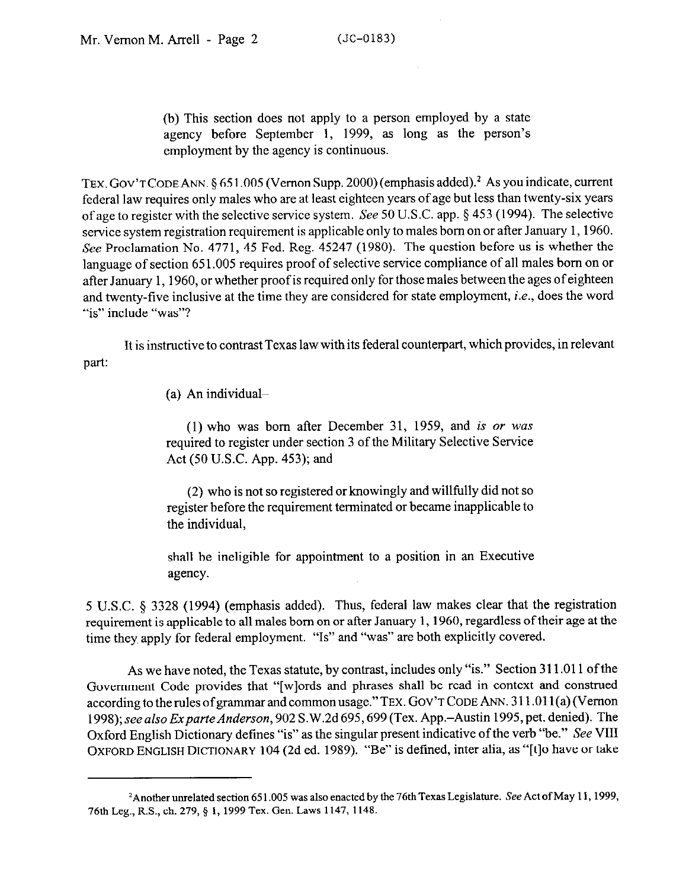(b) This section does not apply to a person employed by a state agency before September 1, 1999, as long as the person's employment by the agency is continuous.

TEX. GOV'T CODE ANN. § 651.005 (Vernon Supp. 2000) (emphasis added).[2] As you indicate, current federal law requires only males who are at least eighteen years of age but less than twenty-six years of age to register with the selective service system. *See* 50 U.S.C. app. § 453 (1994). The selective service system registration requirement is applicable only to males born on or after January 1, 1960. *See* Proclamation No. 4771, 45 Fed. Reg. 45247 (1980). The question before us is whether the language of section 651.005 requires proof of selective service compliance of all males born on or after January 1, 1960, or whether proof is required only for those males between the ages of eighteen and twenty-five inclusive at the time they are considered for state employment, *i.e.*, does the word "is" include "was"?

It is instructive to contrast Texas law with its federal counterpart, which provides, in relevant part:

(a) An individual–

(1) who was born after December 31, 1959, and *is or was* required to register under section 3 of the Military Selective Service Act (50 U.S.C. App. 453); and

(2) who is not so registered or knowingly and willfully did not so register before the requirement terminated or became inapplicable to the individual,

shall be ineligible for appointment to a position in an Executive agency.

5 U.S.C. § 3328 (1994) (emphasis added). Thus, federal law makes clear that the registration requirement is applicable to all males born on or after January 1, 1960, regardless of their age at the time they apply for federal employment. "Is" and "was" are both explicitly covered.

As we have noted, the Texas statute, by contrast, includes only "is." Section 311.011 of the Government Code provides that "[w]ords and phrases shall be read in context and construed according to the rules of grammar and common usage." TEX. GOV'T CODE ANN. 311.011(a) (Vernon 1998); *see also Ex parte Anderson*, 902 S.W.2d 695, 699 (Tex. App.–Austin 1995, pet. denied). The Oxford English Dictionary defines "is" as the singular present indicative of the verb "be." *See* VIII OXFORD ENGLISH DICTIONARY 104 (2d ed. 1989). "Be" is defined, inter alia, as "[t]o have or take

[2] Another unrelated section 651.005 was also enacted by the 76th Texas Legislature. *See* Act of May 11, 1999, 76th Leg., R.S., ch. 279, § 1, 1999 Tex. Gen. Laws 1147, 1148.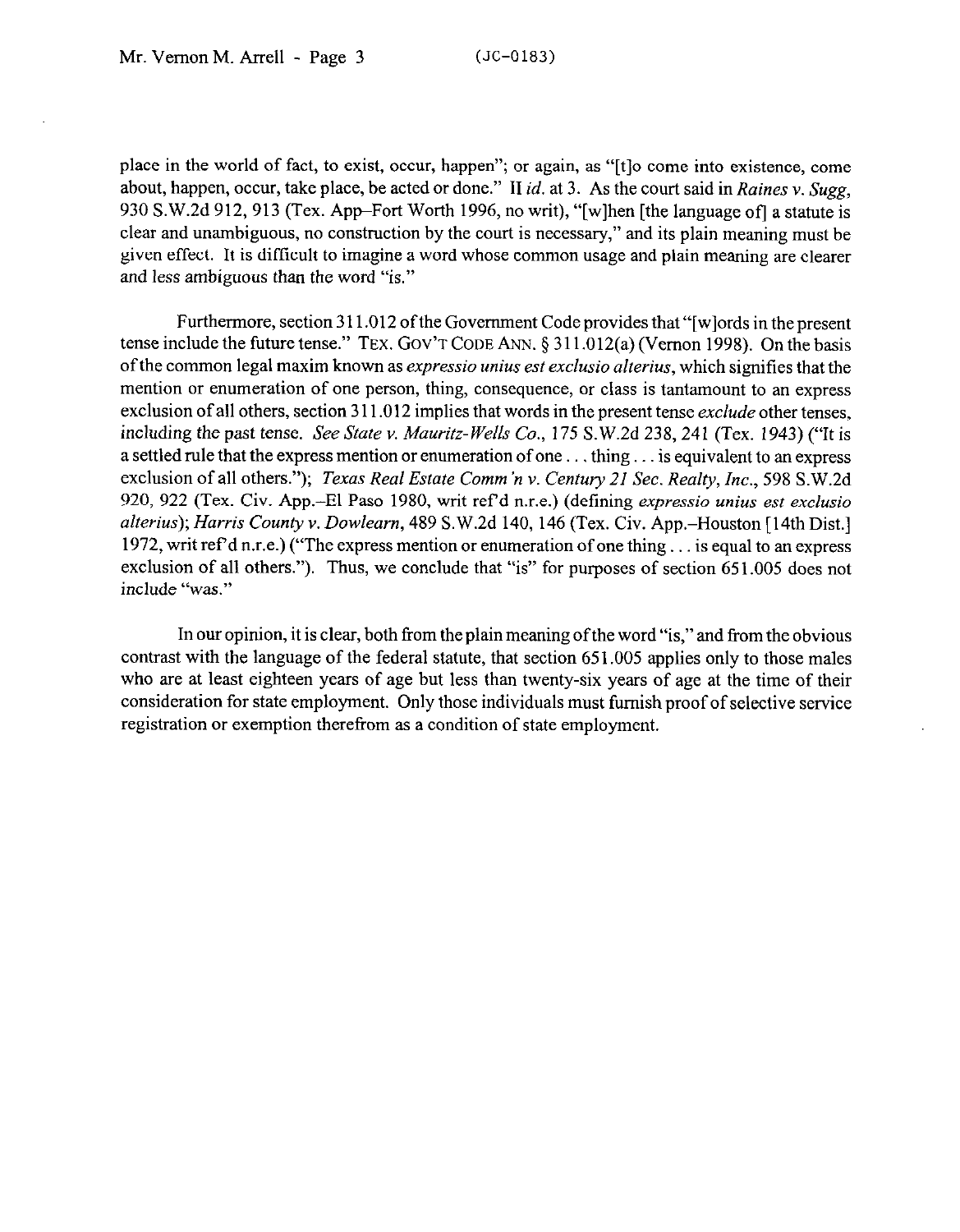place in the world of fact, to exist, occur, happen"; or again, as "[t]o come into existence, come about, happen, occur, take place, be acted or done." II *id.* at 3. As the court said in *Raines v. Sugg*, 930 S.W.2d 912, 913 (Tex. App–Fort Worth 1996, no writ), "[w]hen [the language of] a statute is clear and unambiguous, no construction by the court is necessary," and its plain meaning must be given effect. It is difficult to imagine a word whose common usage and plain meaning are clearer and less ambiguous than the word "is."

Furthermore, section 311.012 of the Government Code provides that "[w]ords in the present tense include the future tense." TEX. GOV'T CODE ANN. § 311.012(a) (Vernon 1998). On the basis of the common legal maxim known as *expressio unius est exclusio alterius*, which signifies that the mention or enumeration of one person, thing, consequence, or class is tantamount to an express exclusion of all others, section 311.012 implies that words in the present tense *exclude* other tenses, including the past tense. *See State v. Mauritz-Wells Co.*, 175 S.W.2d 238, 241 (Tex. 1943) ("It is a settled rule that the express mention or enumeration of one . . . thing . . . is equivalent to an express exclusion of all others."); *Texas Real Estate Comm'n v. Century 21 Sec. Realty, Inc.*, 598 S.W.2d 920, 922 (Tex. Civ. App.–El Paso 1980, writ ref'd n.r.e.) (defining *expressio unius est exclusio alterius*); *Harris County v. Dowlearn*, 489 S.W.2d 140, 146 (Tex. Civ. App.–Houston [14th Dist.] 1972, writ ref'd n.r.e.) ("The express mention or enumeration of one thing . . . is equal to an express exclusion of all others."). Thus, we conclude that "is" for purposes of section 651.005 does not include "was."

In our opinion, it is clear, both from the plain meaning of the word "is," and from the obvious contrast with the language of the federal statute, that section 651.005 applies only to those males who are at least eighteen years of age but less than twenty-six years of age at the time of their consideration for state employment. Only those individuals must furnish proof of selective service registration or exemption therefrom as a condition of state employment.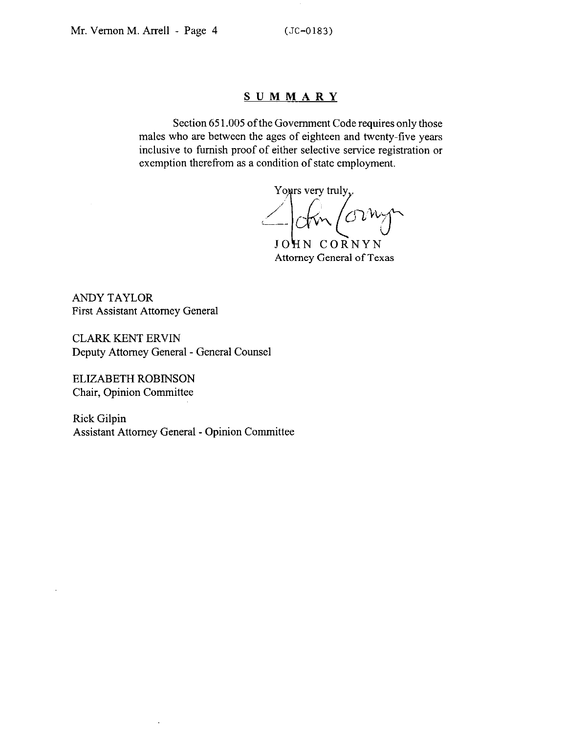## SUMMARY

Section 651.005 of the Government Code requires only those males who are between the ages of eighteen and twenty-five years inclusive to furnish proof of either selective service registration or exemption therefrom as a condition of state employment.

Yours very truly,

JOHN CORNYN
Attorney General of Texas

ANDY TAYLOR
First Assistant Attorney General

CLARK KENT ERVIN
Deputy Attorney General - General Counsel

ELIZABETH ROBINSON
Chair, Opinion Committee

Rick Gilpin
Assistant Attorney General - Opinion Committee